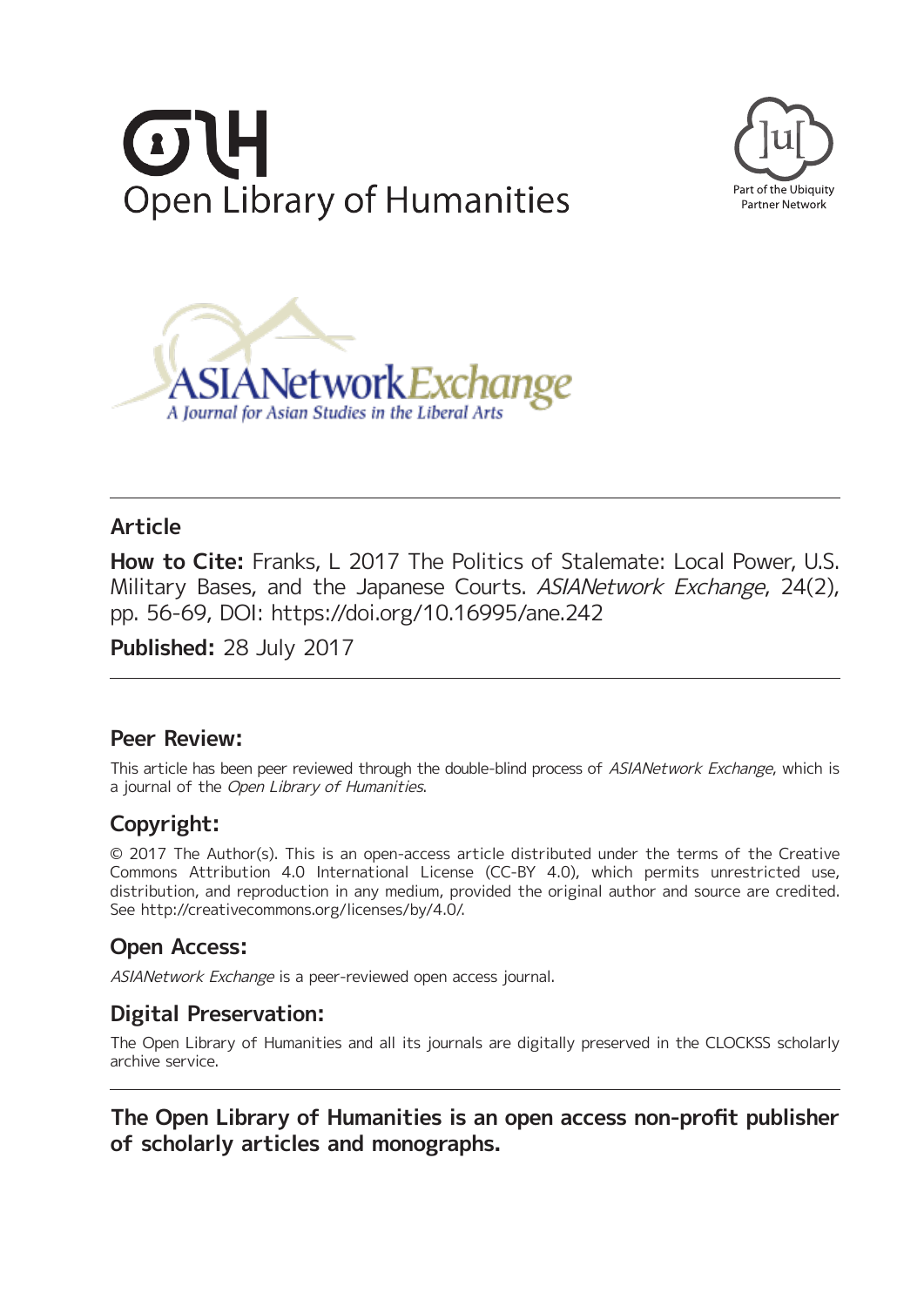Open Library of Humanities

Part of the Ubiquity Partner Network

ASIANetwork Exchange

*A Journal for Asian Studies in the Liberal Arts*

## Article

**How to Cite:** Franks, L 2017 The Politics of Stalemate: Local Power, U.S. Military Bases, and the Japanese Courts. *ASIANetwork Exchange*, 24(2), pp. 56-69, DOI: https://doi.org/10.16995/ane.242

**Published:** 28 July 2017

## Peer Review:

This article has been peer reviewed through the double-blind process of *ASIANetwork Exchange*, which is a journal of the *Open Library of Humanities*.

## Copyright:

© 2017 The Author(s). This is an open-access article distributed under the terms of the Creative Commons Attribution 4.0 International License (CC-BY 4.0), which permits unrestricted use, distribution, and reproduction in any medium, provided the original author and source are credited. See http://creativecommons.org/licenses/by/4.0/.

## Open Access:

*ASIANetwork Exchange* is a peer-reviewed open access journal.

## Digital Preservation:

The Open Library of Humanities and all its journals are digitally preserved in the CLOCKSS scholarly archive service.

**The Open Library of Humanities is an open access non-profit publisher of scholarly articles and monographs.**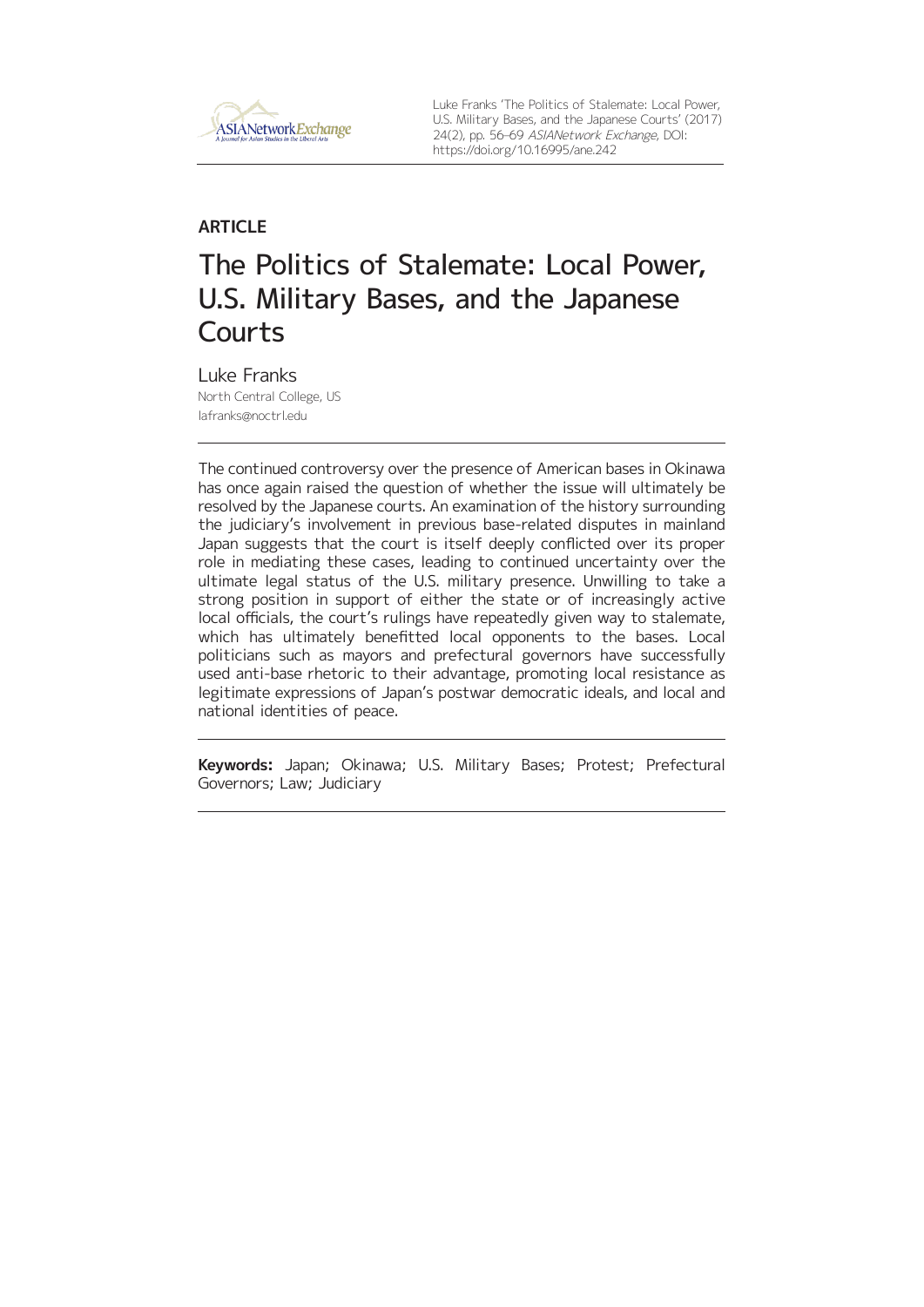Luke Franks 'The Politics of Stalemate: Local Power, U.S. Military Bases, and the Japanese Courts' (2017) 24(2), pp. 56–69 *ASIANetwork Exchange*, DOI: https://doi.org/10.16995/ane.242

**ARTICLE**

# The Politics of Stalemate: Local Power, U.S. Military Bases, and the Japanese Courts

Luke Franks
North Central College, US
lafranks@noctrl.edu

---

The continued controversy over the presence of American bases in Okinawa has once again raised the question of whether the issue will ultimately be resolved by the Japanese courts. An examination of the history surrounding the judiciary's involvement in previous base-related disputes in mainland Japan suggests that the court is itself deeply conflicted over its proper role in mediating these cases, leading to continued uncertainty over the ultimate legal status of the U.S. military presence. Unwilling to take a strong position in support of either the state or of increasingly active local officials, the court's rulings have repeatedly given way to stalemate, which has ultimately benefitted local opponents to the bases. Local politicians such as mayors and prefectural governors have successfully used anti-base rhetoric to their advantage, promoting local resistance as legitimate expressions of Japan's postwar democratic ideals, and local and national identities of peace.

---

**Keywords:** Japan; Okinawa; U.S. Military Bases; Protest; Prefectural Governors; Law; Judiciary

---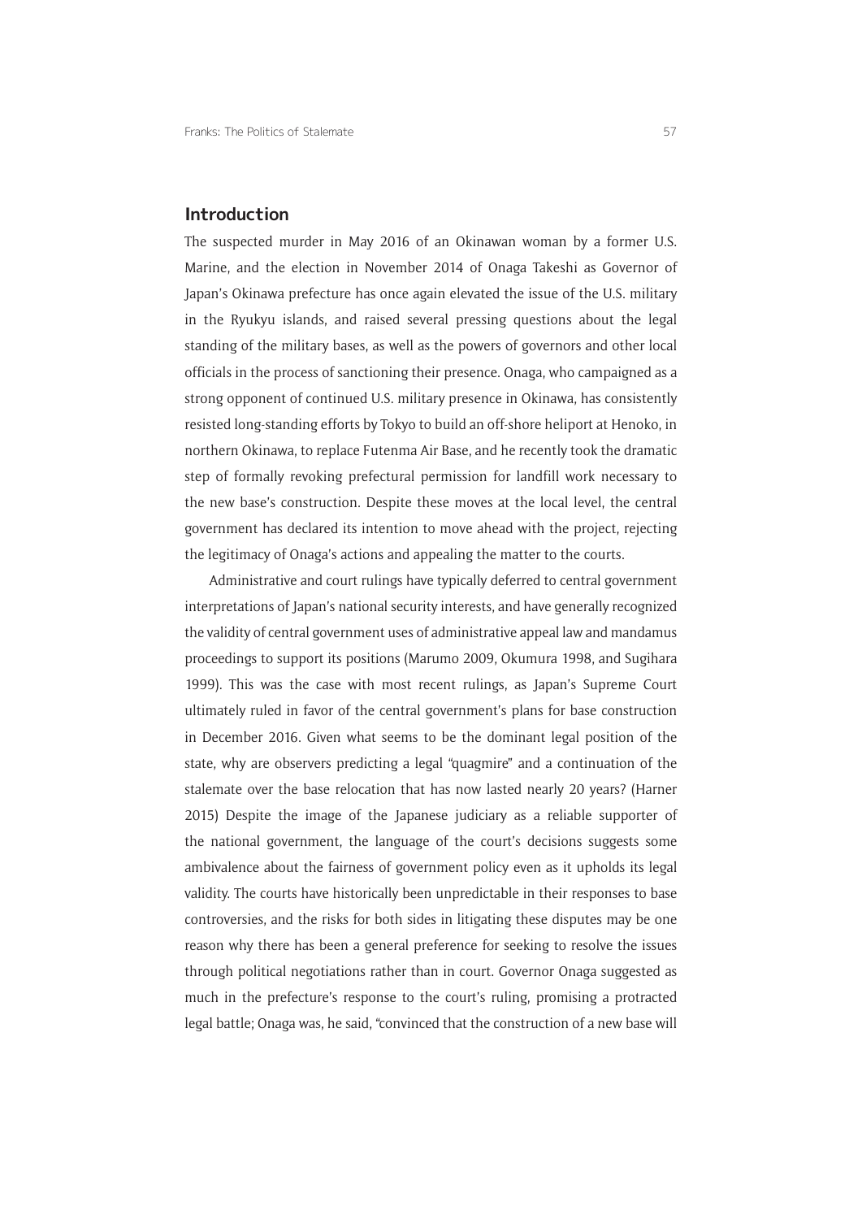## Introduction

The suspected murder in May 2016 of an Okinawan woman by a former U.S. Marine, and the election in November 2014 of Onaga Takeshi as Governor of Japan's Okinawa prefecture has once again elevated the issue of the U.S. military in the Ryukyu islands, and raised several pressing questions about the legal standing of the military bases, as well as the powers of governors and other local officials in the process of sanctioning their presence. Onaga, who campaigned as a strong opponent of continued U.S. military presence in Okinawa, has consistently resisted long-standing efforts by Tokyo to build an off-shore heliport at Henoko, in northern Okinawa, to replace Futenma Air Base, and he recently took the dramatic step of formally revoking prefectural permission for landfill work necessary to the new base's construction. Despite these moves at the local level, the central government has declared its intention to move ahead with the project, rejecting the legitimacy of Onaga's actions and appealing the matter to the courts.

Administrative and court rulings have typically deferred to central government interpretations of Japan's national security interests, and have generally recognized the validity of central government uses of administrative appeal law and mandamus proceedings to support its positions (Marumo 2009, Okumura 1998, and Sugihara 1999). This was the case with most recent rulings, as Japan's Supreme Court ultimately ruled in favor of the central government's plans for base construction in December 2016. Given what seems to be the dominant legal position of the state, why are observers predicting a legal "quagmire" and a continuation of the stalemate over the base relocation that has now lasted nearly 20 years? (Harner 2015) Despite the image of the Japanese judiciary as a reliable supporter of the national government, the language of the court's decisions suggests some ambivalence about the fairness of government policy even as it upholds its legal validity. The courts have historically been unpredictable in their responses to base controversies, and the risks for both sides in litigating these disputes may be one reason why there has been a general preference for seeking to resolve the issues through political negotiations rather than in court. Governor Onaga suggested as much in the prefecture's response to the court's ruling, promising a protracted legal battle; Onaga was, he said, "convinced that the construction of a new base will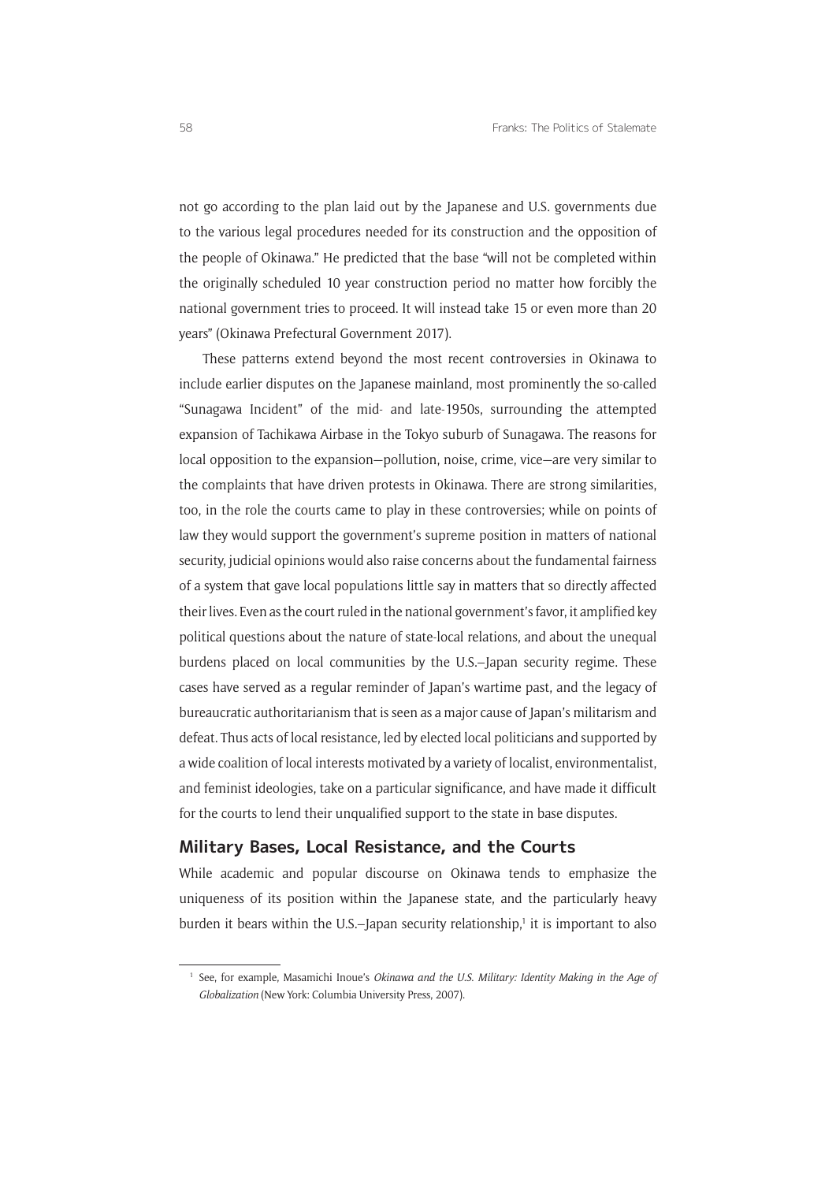not go according to the plan laid out by the Japanese and U.S. governments due to the various legal procedures needed for its construction and the opposition of the people of Okinawa." He predicted that the base "will not be completed within the originally scheduled 10 year construction period no matter how forcibly the national government tries to proceed. It will instead take 15 or even more than 20 years" (Okinawa Prefectural Government 2017).

These patterns extend beyond the most recent controversies in Okinawa to include earlier disputes on the Japanese mainland, most prominently the so-called "Sunagawa Incident" of the mid- and late-1950s, surrounding the attempted expansion of Tachikawa Airbase in the Tokyo suburb of Sunagawa. The reasons for local opposition to the expansion—pollution, noise, crime, vice—are very similar to the complaints that have driven protests in Okinawa. There are strong similarities, too, in the role the courts came to play in these controversies; while on points of law they would support the government's supreme position in matters of national security, judicial opinions would also raise concerns about the fundamental fairness of a system that gave local populations little say in matters that so directly affected their lives. Even as the court ruled in the national government's favor, it amplified key political questions about the nature of state-local relations, and about the unequal burdens placed on local communities by the U.S.–Japan security regime. These cases have served as a regular reminder of Japan's wartime past, and the legacy of bureaucratic authoritarianism that is seen as a major cause of Japan's militarism and defeat. Thus acts of local resistance, led by elected local politicians and supported by a wide coalition of local interests motivated by a variety of localist, environmentalist, and feminist ideologies, take on a particular significance, and have made it difficult for the courts to lend their unqualified support to the state in base disputes.

## Military Bases, Local Resistance, and the Courts

While academic and popular discourse on Okinawa tends to emphasize the uniqueness of its position within the Japanese state, and the particularly heavy burden it bears within the U.S.–Japan security relationship,[1] it is important to also

[1] See, for example, Masamichi Inoue's *Okinawa and the U.S. Military: Identity Making in the Age of Globalization* (New York: Columbia University Press, 2007).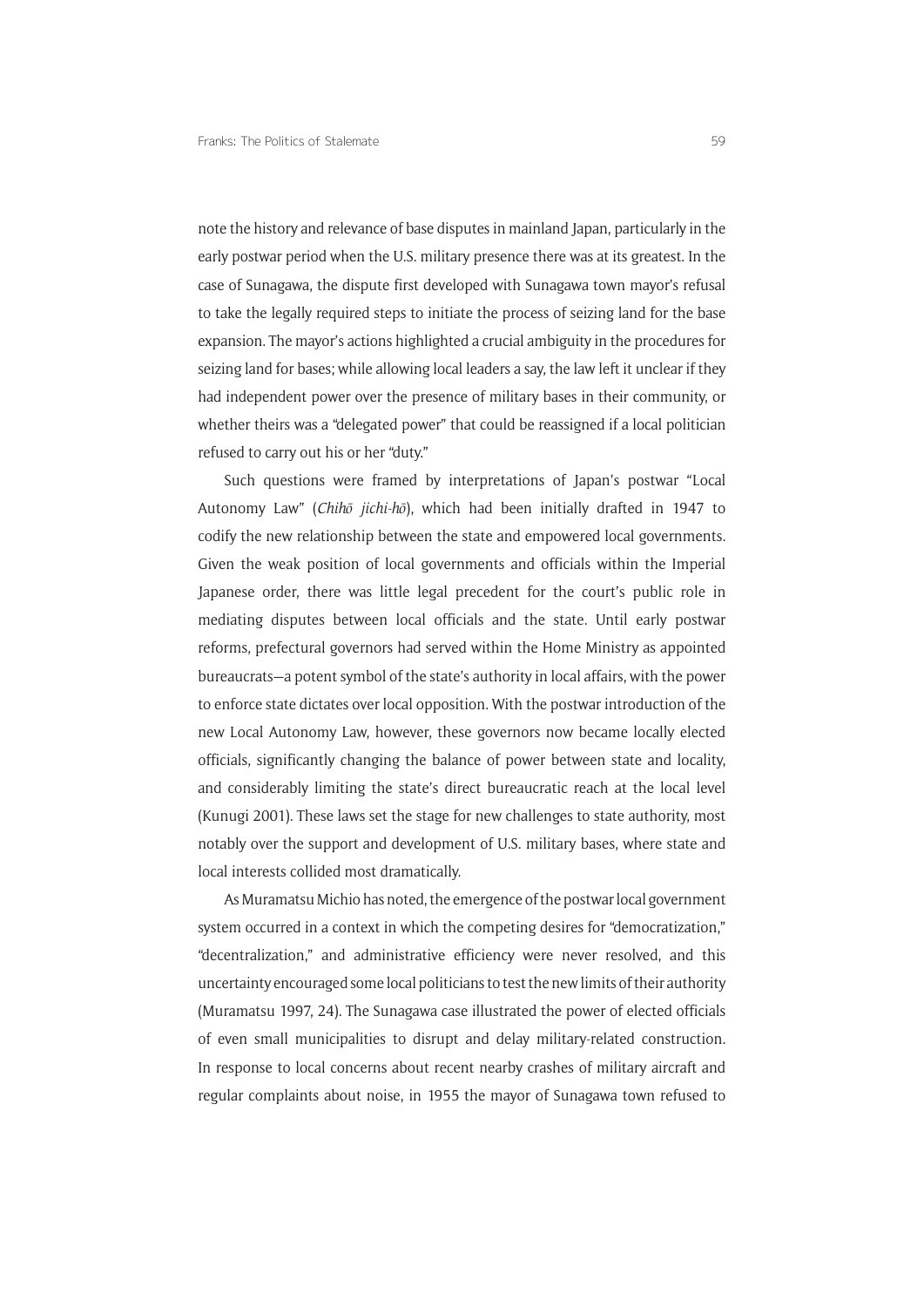note the history and relevance of base disputes in mainland Japan, particularly in the early postwar period when the U.S. military presence there was at its greatest. In the case of Sunagawa, the dispute first developed with Sunagawa town mayor's refusal to take the legally required steps to initiate the process of seizing land for the base expansion. The mayor's actions highlighted a crucial ambiguity in the procedures for seizing land for bases; while allowing local leaders a say, the law left it unclear if they had independent power over the presence of military bases in their community, or whether theirs was a "delegated power" that could be reassigned if a local politician refused to carry out his or her "duty."

Such questions were framed by interpretations of Japan's postwar "Local Autonomy Law" (*Chihō jichi-hō*), which had been initially drafted in 1947 to codify the new relationship between the state and empowered local governments. Given the weak position of local governments and officials within the Imperial Japanese order, there was little legal precedent for the court's public role in mediating disputes between local officials and the state. Until early postwar reforms, prefectural governors had served within the Home Ministry as appointed bureaucrats—a potent symbol of the state's authority in local affairs, with the power to enforce state dictates over local opposition. With the postwar introduction of the new Local Autonomy Law, however, these governors now became locally elected officials, significantly changing the balance of power between state and locality, and considerably limiting the state's direct bureaucratic reach at the local level (Kunugi 2001). These laws set the stage for new challenges to state authority, most notably over the support and development of U.S. military bases, where state and local interests collided most dramatically.

As Muramatsu Michio has noted, the emergence of the postwar local government system occurred in a context in which the competing desires for "democratization," "decentralization," and administrative efficiency were never resolved, and this uncertainty encouraged some local politicians to test the new limits of their authority (Muramatsu 1997, 24). The Sunagawa case illustrated the power of elected officials of even small municipalities to disrupt and delay military-related construction. In response to local concerns about recent nearby crashes of military aircraft and regular complaints about noise, in 1955 the mayor of Sunagawa town refused to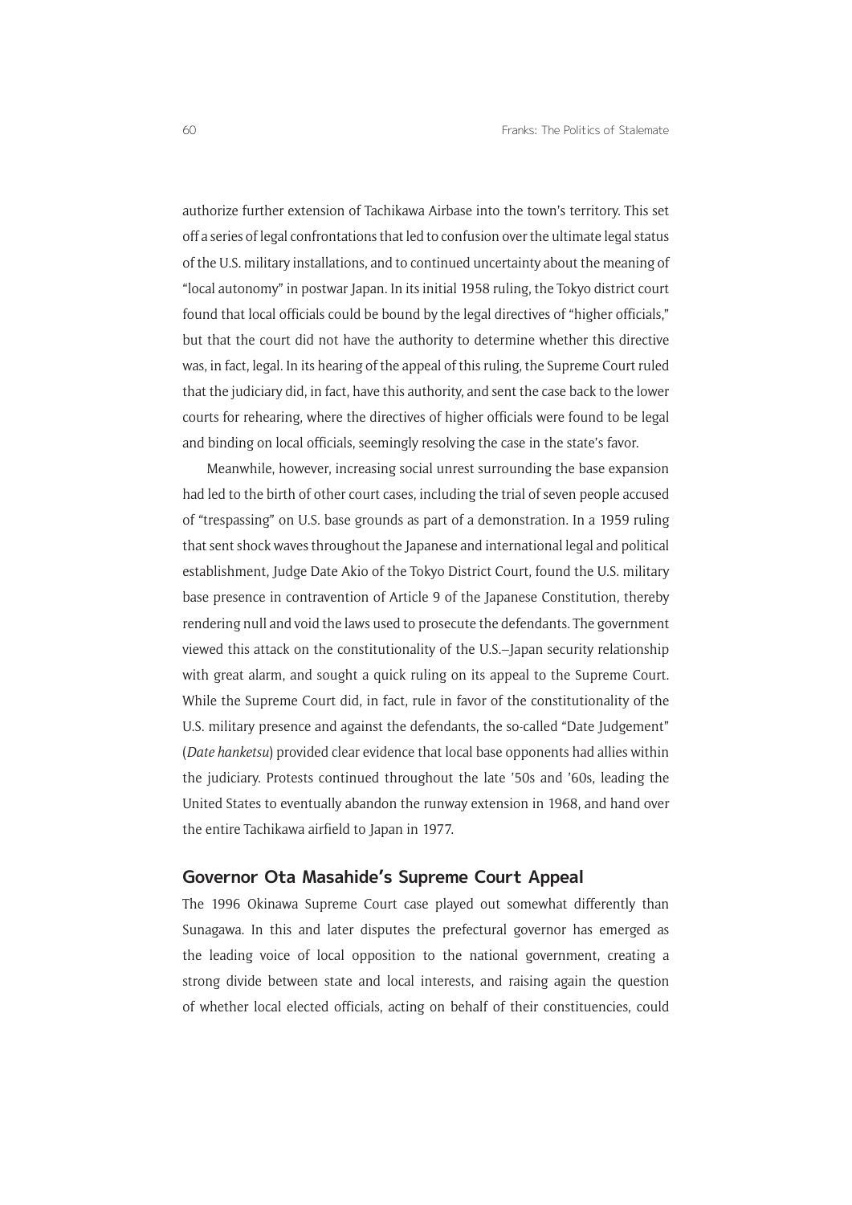authorize further extension of Tachikawa Airbase into the town's territory. This set off a series of legal confrontations that led to confusion over the ultimate legal status of the U.S. military installations, and to continued uncertainty about the meaning of "local autonomy" in postwar Japan. In its initial 1958 ruling, the Tokyo district court found that local officials could be bound by the legal directives of "higher officials," but that the court did not have the authority to determine whether this directive was, in fact, legal. In its hearing of the appeal of this ruling, the Supreme Court ruled that the judiciary did, in fact, have this authority, and sent the case back to the lower courts for rehearing, where the directives of higher officials were found to be legal and binding on local officials, seemingly resolving the case in the state's favor.

Meanwhile, however, increasing social unrest surrounding the base expansion had led to the birth of other court cases, including the trial of seven people accused of "trespassing" on U.S. base grounds as part of a demonstration. In a 1959 ruling that sent shock waves throughout the Japanese and international legal and political establishment, Judge Date Akio of the Tokyo District Court, found the U.S. military base presence in contravention of Article 9 of the Japanese Constitution, thereby rendering null and void the laws used to prosecute the defendants. The government viewed this attack on the constitutionality of the U.S.–Japan security relationship with great alarm, and sought a quick ruling on its appeal to the Supreme Court. While the Supreme Court did, in fact, rule in favor of the constitutionality of the U.S. military presence and against the defendants, the so-called "Date Judgement" (*Date hanketsu*) provided clear evidence that local base opponents had allies within the judiciary. Protests continued throughout the late '50s and '60s, leading the United States to eventually abandon the runway extension in 1968, and hand over the entire Tachikawa airfield to Japan in 1977.

## Governor Ota Masahide's Supreme Court Appeal

The 1996 Okinawa Supreme Court case played out somewhat differently than Sunagawa. In this and later disputes the prefectural governor has emerged as the leading voice of local opposition to the national government, creating a strong divide between state and local interests, and raising again the question of whether local elected officials, acting on behalf of their constituencies, could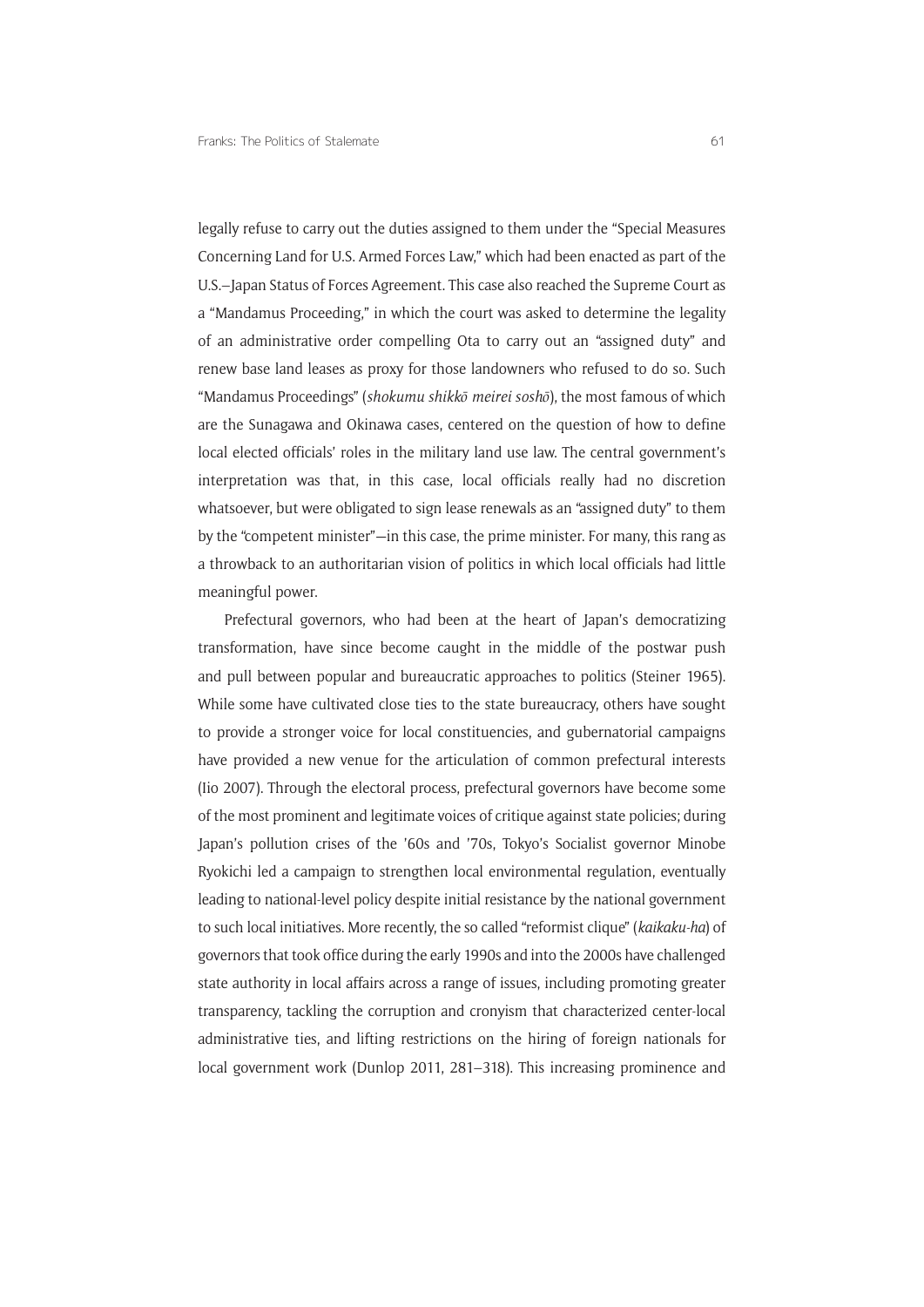legally refuse to carry out the duties assigned to them under the "Special Measures Concerning Land for U.S. Armed Forces Law," which had been enacted as part of the U.S.–Japan Status of Forces Agreement. This case also reached the Supreme Court as a "Mandamus Proceeding," in which the court was asked to determine the legality of an administrative order compelling Ota to carry out an "assigned duty" and renew base land leases as proxy for those landowners who refused to do so. Such "Mandamus Proceedings" (*shokumu shikkō meirei soshō*), the most famous of which are the Sunagawa and Okinawa cases, centered on the question of how to define local elected officials' roles in the military land use law. The central government's interpretation was that, in this case, local officials really had no discretion whatsoever, but were obligated to sign lease renewals as an "assigned duty" to them by the "competent minister"—in this case, the prime minister. For many, this rang as a throwback to an authoritarian vision of politics in which local officials had little meaningful power.

Prefectural governors, who had been at the heart of Japan's democratizing transformation, have since become caught in the middle of the postwar push and pull between popular and bureaucratic approaches to politics (Steiner 1965). While some have cultivated close ties to the state bureaucracy, others have sought to provide a stronger voice for local constituencies, and gubernatorial campaigns have provided a new venue for the articulation of common prefectural interests (Iio 2007). Through the electoral process, prefectural governors have become some of the most prominent and legitimate voices of critique against state policies; during Japan's pollution crises of the '60s and '70s, Tokyo's Socialist governor Minobe Ryokichi led a campaign to strengthen local environmental regulation, eventually leading to national-level policy despite initial resistance by the national government to such local initiatives. More recently, the so called "reformist clique" (*kaikaku-ha*) of governors that took office during the early 1990s and into the 2000s have challenged state authority in local affairs across a range of issues, including promoting greater transparency, tackling the corruption and cronyism that characterized center-local administrative ties, and lifting restrictions on the hiring of foreign nationals for local government work (Dunlop 2011, 281–318). This increasing prominence and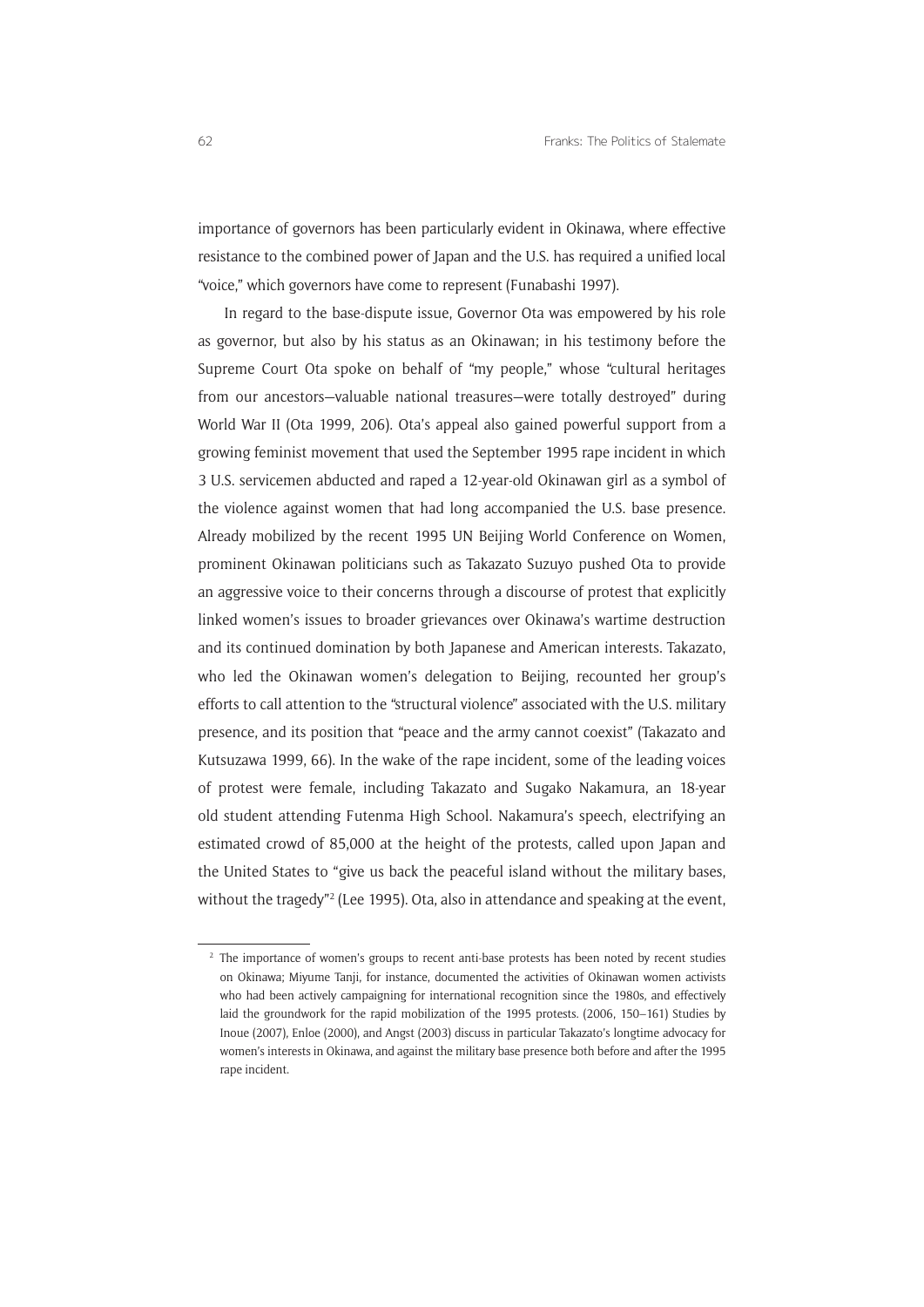importance of governors has been particularly evident in Okinawa, where effective resistance to the combined power of Japan and the U.S. has required a unified local "voice," which governors have come to represent (Funabashi 1997).

In regard to the base-dispute issue, Governor Ota was empowered by his role as governor, but also by his status as an Okinawan; in his testimony before the Supreme Court Ota spoke on behalf of "my people," whose "cultural heritages from our ancestors—valuable national treasures—were totally destroyed" during World War II (Ota 1999, 206). Ota's appeal also gained powerful support from a growing feminist movement that used the September 1995 rape incident in which 3 U.S. servicemen abducted and raped a 12-year-old Okinawan girl as a symbol of the violence against women that had long accompanied the U.S. base presence. Already mobilized by the recent 1995 UN Beijing World Conference on Women, prominent Okinawan politicians such as Takazato Suzuyo pushed Ota to provide an aggressive voice to their concerns through a discourse of protest that explicitly linked women's issues to broader grievances over Okinawa's wartime destruction and its continued domination by both Japanese and American interests. Takazato, who led the Okinawan women's delegation to Beijing, recounted her group's efforts to call attention to the "structural violence" associated with the U.S. military presence, and its position that "peace and the army cannot coexist" (Takazato and Kutsuzawa 1999, 66). In the wake of the rape incident, some of the leading voices of protest were female, including Takazato and Sugako Nakamura, an 18-year old student attending Futenma High School. Nakamura's speech, electrifying an estimated crowd of 85,000 at the height of the protests, called upon Japan and the United States to "give us back the peaceful island without the military bases, without the tragedy"[2] (Lee 1995). Ota, also in attendance and speaking at the event,

[2] The importance of women's groups to recent anti-base protests has been noted by recent studies on Okinawa; Miyume Tanji, for instance, documented the activities of Okinawan women activists who had been actively campaigning for international recognition since the 1980s, and effectively laid the groundwork for the rapid mobilization of the 1995 protests. (2006, 150–161) Studies by Inoue (2007), Enloe (2000), and Angst (2003) discuss in particular Takazato's longtime advocacy for women's interests in Okinawa, and against the military base presence both before and after the 1995 rape incident.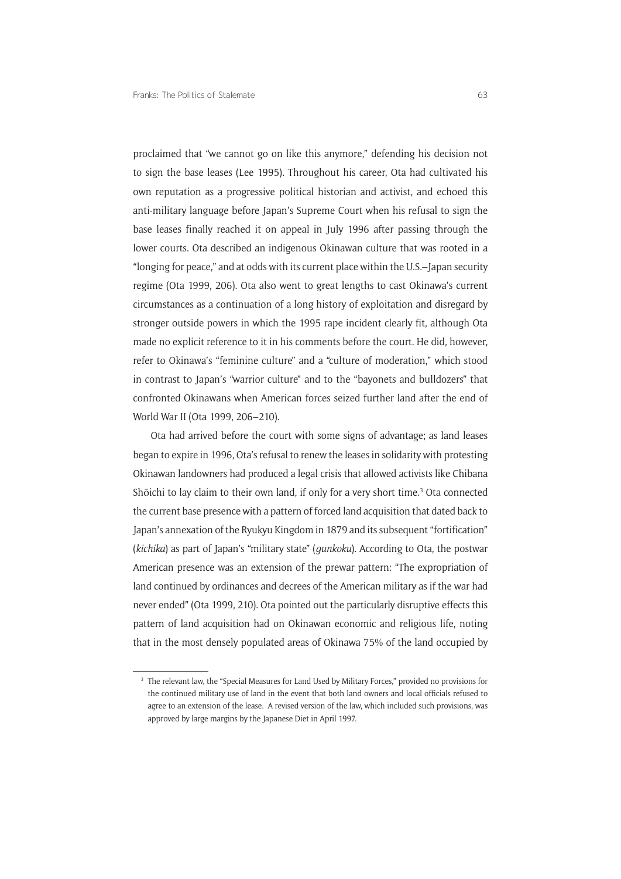proclaimed that "we cannot go on like this anymore," defending his decision not to sign the base leases (Lee 1995). Throughout his career, Ota had cultivated his own reputation as a progressive political historian and activist, and echoed this anti-military language before Japan's Supreme Court when his refusal to sign the base leases finally reached it on appeal in July 1996 after passing through the lower courts. Ota described an indigenous Okinawan culture that was rooted in a "longing for peace," and at odds with its current place within the U.S.–Japan security regime (Ota 1999, 206). Ota also went to great lengths to cast Okinawa's current circumstances as a continuation of a long history of exploitation and disregard by stronger outside powers in which the 1995 rape incident clearly fit, although Ota made no explicit reference to it in his comments before the court. He did, however, refer to Okinawa's "feminine culture" and a "culture of moderation," which stood in contrast to Japan's "warrior culture" and to the "bayonets and bulldozers" that confronted Okinawans when American forces seized further land after the end of World War II (Ota 1999, 206–210).

Ota had arrived before the court with some signs of advantage; as land leases began to expire in 1996, Ota's refusal to renew the leases in solidarity with protesting Okinawan landowners had produced a legal crisis that allowed activists like Chibana Shōichi to lay claim to their own land, if only for a very short time.[3] Ota connected the current base presence with a pattern of forced land acquisition that dated back to Japan's annexation of the Ryukyu Kingdom in 1879 and its subsequent "fortification" (*kichika*) as part of Japan's "military state" (*gunkoku*). According to Ota, the postwar American presence was an extension of the prewar pattern: "The expropriation of land continued by ordinances and decrees of the American military as if the war had never ended" (Ota 1999, 210). Ota pointed out the particularly disruptive effects this pattern of land acquisition had on Okinawan economic and religious life, noting that in the most densely populated areas of Okinawa 75% of the land occupied by

[3] The relevant law, the "Special Measures for Land Used by Military Forces," provided no provisions for the continued military use of land in the event that both land owners and local officials refused to agree to an extension of the lease. A revised version of the law, which included such provisions, was approved by large margins by the Japanese Diet in April 1997.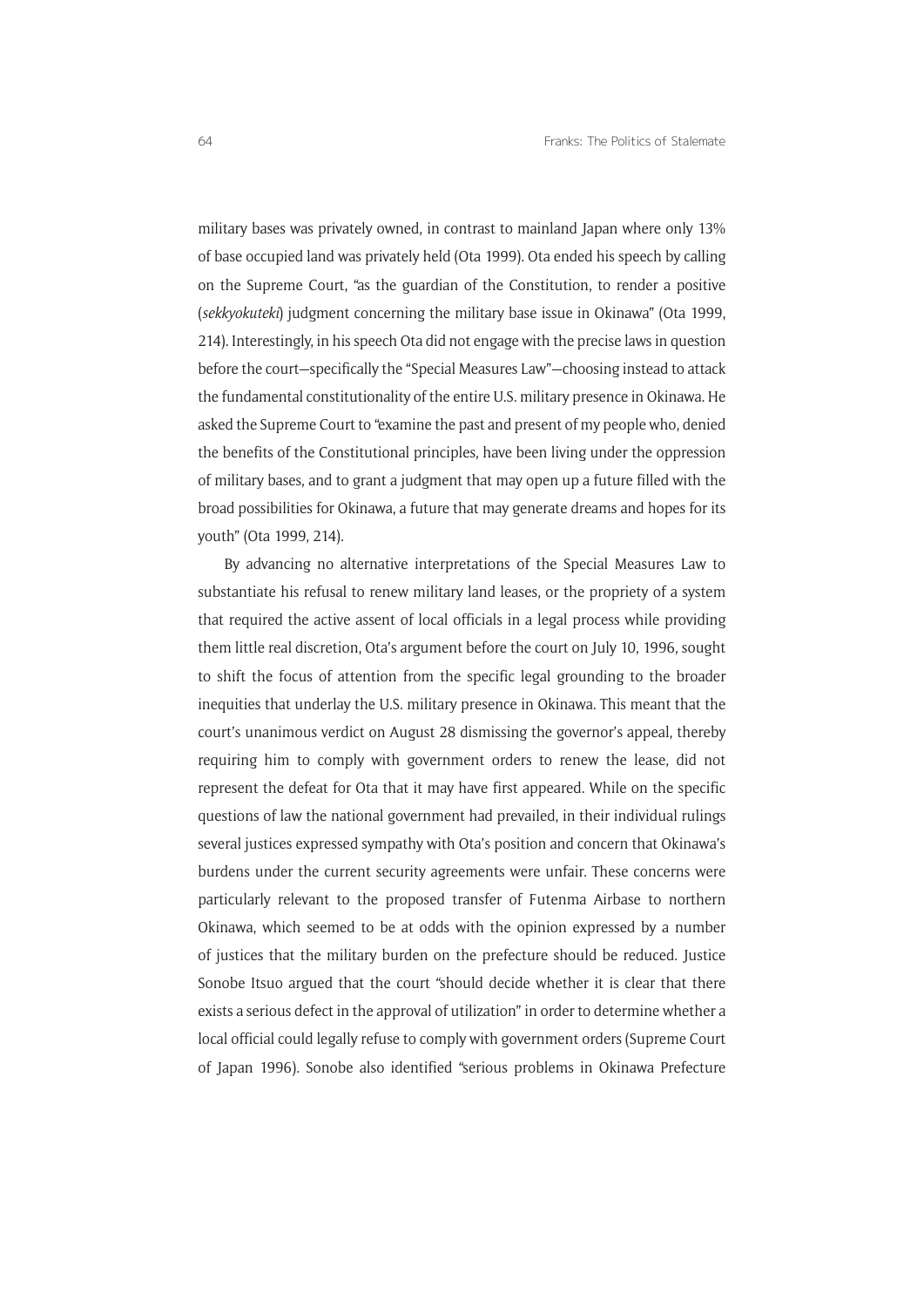military bases was privately owned, in contrast to mainland Japan where only 13% of base occupied land was privately held (Ota 1999). Ota ended his speech by calling on the Supreme Court, "as the guardian of the Constitution, to render a positive (*sekkyokuteki*) judgment concerning the military base issue in Okinawa" (Ota 1999, 214). Interestingly, in his speech Ota did not engage with the precise laws in question before the court—specifically the "Special Measures Law"—choosing instead to attack the fundamental constitutionality of the entire U.S. military presence in Okinawa. He asked the Supreme Court to "examine the past and present of my people who, denied the benefits of the Constitutional principles, have been living under the oppression of military bases, and to grant a judgment that may open up a future filled with the broad possibilities for Okinawa, a future that may generate dreams and hopes for its youth" (Ota 1999, 214).

By advancing no alternative interpretations of the Special Measures Law to substantiate his refusal to renew military land leases, or the propriety of a system that required the active assent of local officials in a legal process while providing them little real discretion, Ota's argument before the court on July 10, 1996, sought to shift the focus of attention from the specific legal grounding to the broader inequities that underlay the U.S. military presence in Okinawa. This meant that the court's unanimous verdict on August 28 dismissing the governor's appeal, thereby requiring him to comply with government orders to renew the lease, did not represent the defeat for Ota that it may have first appeared. While on the specific questions of law the national government had prevailed, in their individual rulings several justices expressed sympathy with Ota's position and concern that Okinawa's burdens under the current security agreements were unfair. These concerns were particularly relevant to the proposed transfer of Futenma Airbase to northern Okinawa, which seemed to be at odds with the opinion expressed by a number of justices that the military burden on the prefecture should be reduced. Justice Sonobe Itsuo argued that the court "should decide whether it is clear that there exists a serious defect in the approval of utilization" in order to determine whether a local official could legally refuse to comply with government orders (Supreme Court of Japan 1996). Sonobe also identified "serious problems in Okinawa Prefecture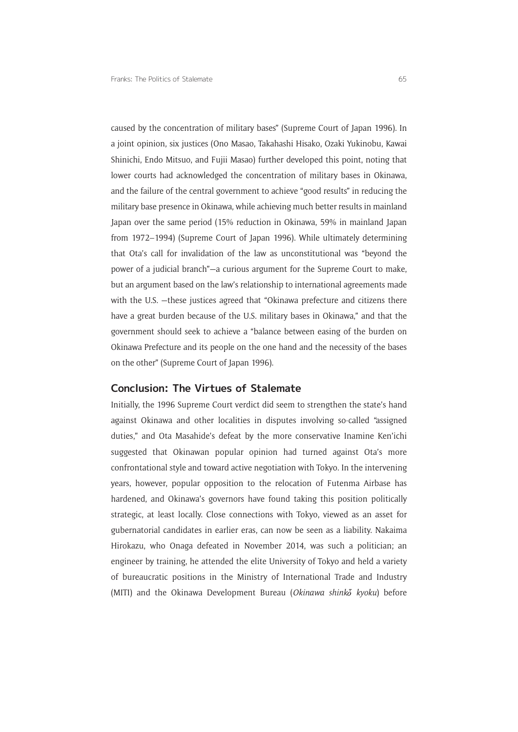caused by the concentration of military bases" (Supreme Court of Japan 1996). In a joint opinion, six justices (Ono Masao, Takahashi Hisako, Ozaki Yukinobu, Kawai Shinichi, Endo Mitsuo, and Fujii Masao) further developed this point, noting that lower courts had acknowledged the concentration of military bases in Okinawa, and the failure of the central government to achieve "good results" in reducing the military base presence in Okinawa, while achieving much better results in mainland Japan over the same period (15% reduction in Okinawa, 59% in mainland Japan from 1972–1994) (Supreme Court of Japan 1996). While ultimately determining that Ota's call for invalidation of the law as unconstitutional was "beyond the power of a judicial branch"—a curious argument for the Supreme Court to make, but an argument based on the law's relationship to international agreements made with the U.S. —these justices agreed that "Okinawa prefecture and citizens there have a great burden because of the U.S. military bases in Okinawa," and that the government should seek to achieve a "balance between easing of the burden on Okinawa Prefecture and its people on the one hand and the necessity of the bases on the other" (Supreme Court of Japan 1996).

## Conclusion: The Virtues of Stalemate

Initially, the 1996 Supreme Court verdict did seem to strengthen the state's hand against Okinawa and other localities in disputes involving so-called "assigned duties," and Ota Masahide's defeat by the more conservative Inamine Ken'ichi suggested that Okinawan popular opinion had turned against Ota's more confrontational style and toward active negotiation with Tokyo. In the intervening years, however, popular opposition to the relocation of Futenma Airbase has hardened, and Okinawa's governors have found taking this position politically strategic, at least locally. Close connections with Tokyo, viewed as an asset for gubernatorial candidates in earlier eras, can now be seen as a liability. Nakaima Hirokazu, who Onaga defeated in November 2014, was such a politician; an engineer by training, he attended the elite University of Tokyo and held a variety of bureaucratic positions in the Ministry of International Trade and Industry (MITI) and the Okinawa Development Bureau (*Okinawa shinkō kyoku*) before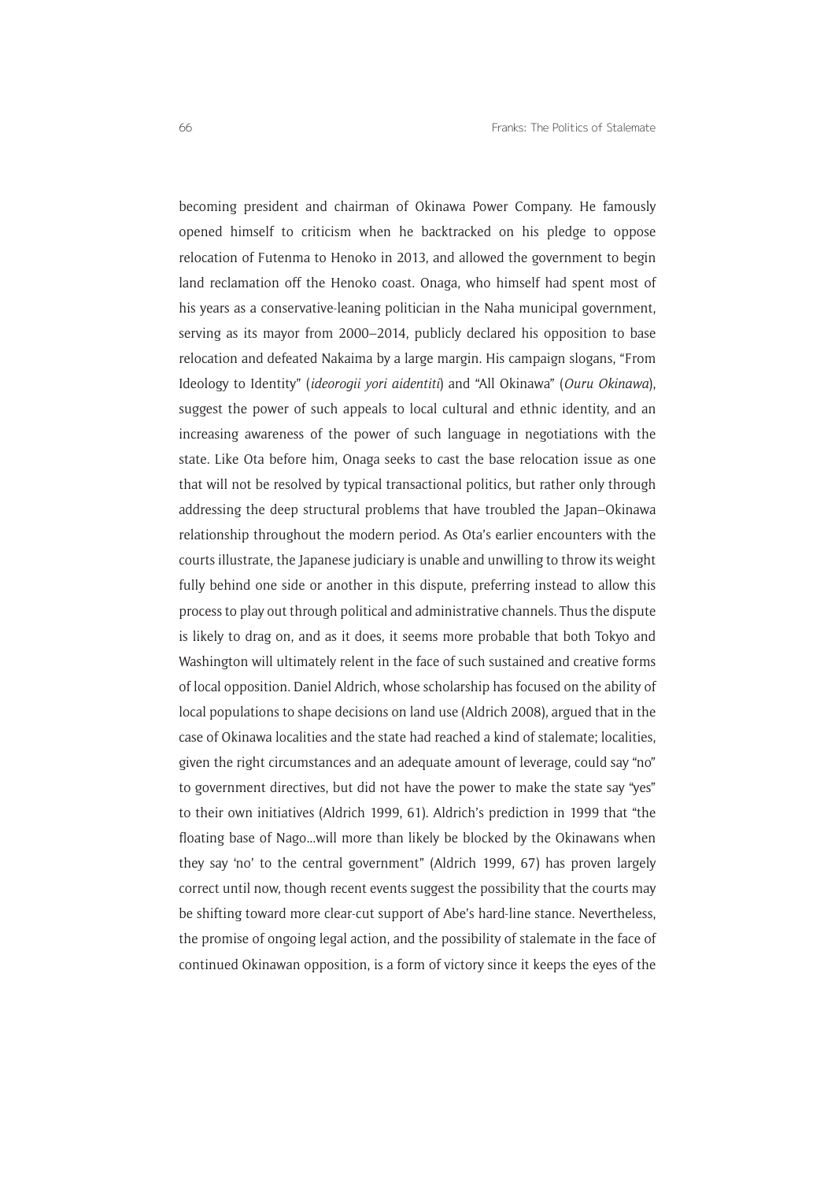becoming president and chairman of Okinawa Power Company. He famously opened himself to criticism when he backtracked on his pledge to oppose relocation of Futenma to Henoko in 2013, and allowed the government to begin land reclamation off the Henoko coast. Onaga, who himself had spent most of his years as a conservative-leaning politician in the Naha municipal government, serving as its mayor from 2000–2014, publicly declared his opposition to base relocation and defeated Nakaima by a large margin. His campaign slogans, "From Ideology to Identity" (*ideorogii yori aidentiti*) and "All Okinawa" (*Ouru Okinawa*), suggest the power of such appeals to local cultural and ethnic identity, and an increasing awareness of the power of such language in negotiations with the state. Like Ota before him, Onaga seeks to cast the base relocation issue as one that will not be resolved by typical transactional politics, but rather only through addressing the deep structural problems that have troubled the Japan–Okinawa relationship throughout the modern period. As Ota's earlier encounters with the courts illustrate, the Japanese judiciary is unable and unwilling to throw its weight fully behind one side or another in this dispute, preferring instead to allow this process to play out through political and administrative channels. Thus the dispute is likely to drag on, and as it does, it seems more probable that both Tokyo and Washington will ultimately relent in the face of such sustained and creative forms of local opposition. Daniel Aldrich, whose scholarship has focused on the ability of local populations to shape decisions on land use (Aldrich 2008), argued that in the case of Okinawa localities and the state had reached a kind of stalemate; localities, given the right circumstances and an adequate amount of leverage, could say "no" to government directives, but did not have the power to make the state say "yes" to their own initiatives (Aldrich 1999, 61). Aldrich's prediction in 1999 that "the floating base of Nago…will more than likely be blocked by the Okinawans when they say 'no' to the central government" (Aldrich 1999, 67) has proven largely correct until now, though recent events suggest the possibility that the courts may be shifting toward more clear-cut support of Abe's hard-line stance. Nevertheless, the promise of ongoing legal action, and the possibility of stalemate in the face of continued Okinawan opposition, is a form of victory since it keeps the eyes of the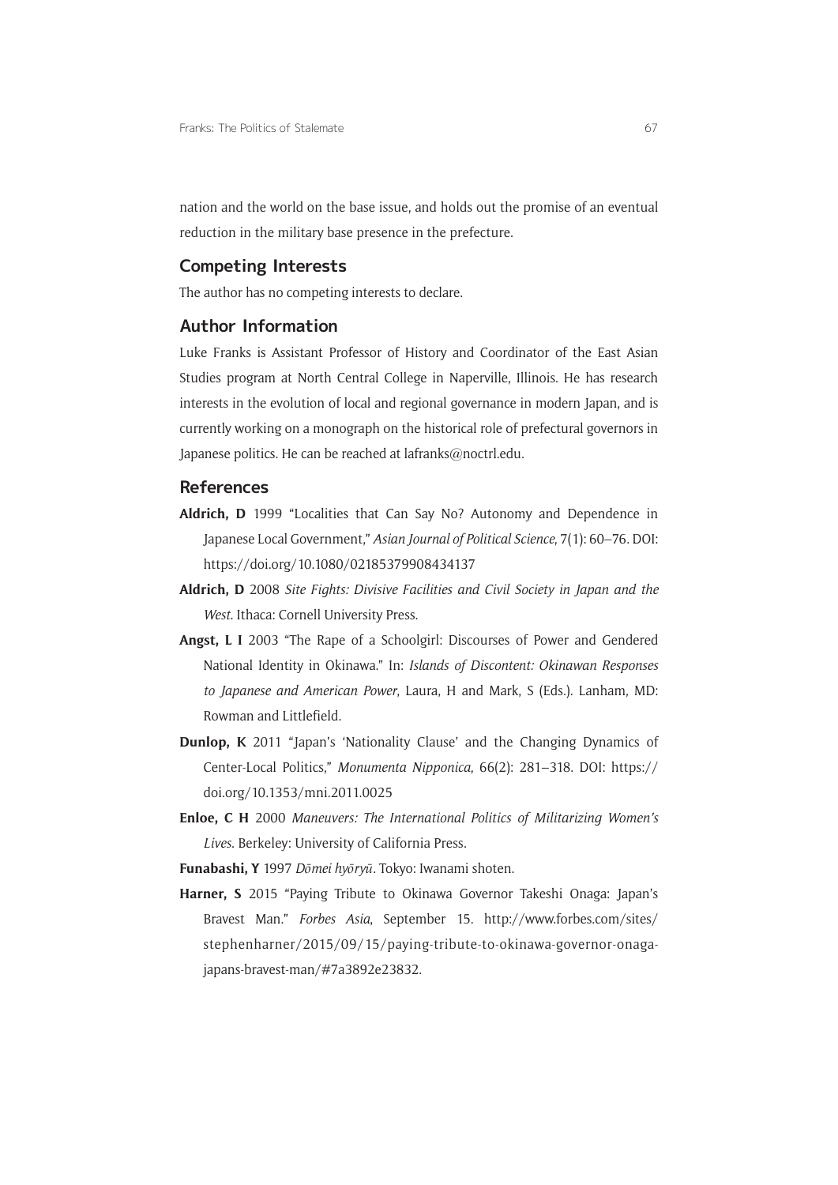nation and the world on the base issue, and holds out the promise of an eventual reduction in the military base presence in the prefecture.

## Competing Interests

The author has no competing interests to declare.

## Author Information

Luke Franks is Assistant Professor of History and Coordinator of the East Asian Studies program at North Central College in Naperville, Illinois. He has research interests in the evolution of local and regional governance in modern Japan, and is currently working on a monograph on the historical role of prefectural governors in Japanese politics. He can be reached at lafranks@noctrl.edu.

## References

**Aldrich, D** 1999 "Localities that Can Say No? Autonomy and Dependence in Japanese Local Government," *Asian Journal of Political Science*, 7(1): 60–76. DOI: https://doi.org/10.1080/02185379908434137

**Aldrich, D** 2008 *Site Fights: Divisive Facilities and Civil Society in Japan and the West*. Ithaca: Cornell University Press.

**Angst, L I** 2003 "The Rape of a Schoolgirl: Discourses of Power and Gendered National Identity in Okinawa." In: *Islands of Discontent: Okinawan Responses to Japanese and American Power*, Laura, H and Mark, S (Eds.). Lanham, MD: Rowman and Littlefield.

**Dunlop, K** 2011 "Japan's 'Nationality Clause' and the Changing Dynamics of Center-Local Politics," *Monumenta Nipponica*, 66(2): 281–318. DOI: https://doi.org/10.1353/mni.2011.0025

**Enloe, C H** 2000 *Maneuvers: The International Politics of Militarizing Women's Lives*. Berkeley: University of California Press.

**Funabashi, Y** 1997 *Dōmei hyōryū*. Tokyo: Iwanami shoten.

**Harner, S** 2015 "Paying Tribute to Okinawa Governor Takeshi Onaga: Japan's Bravest Man." *Forbes Asia*, September 15. http://www.forbes.com/sites/stephenharner/2015/09/15/paying-tribute-to-okinawa-governor-onaga-japans-bravest-man/#7a3892e23832.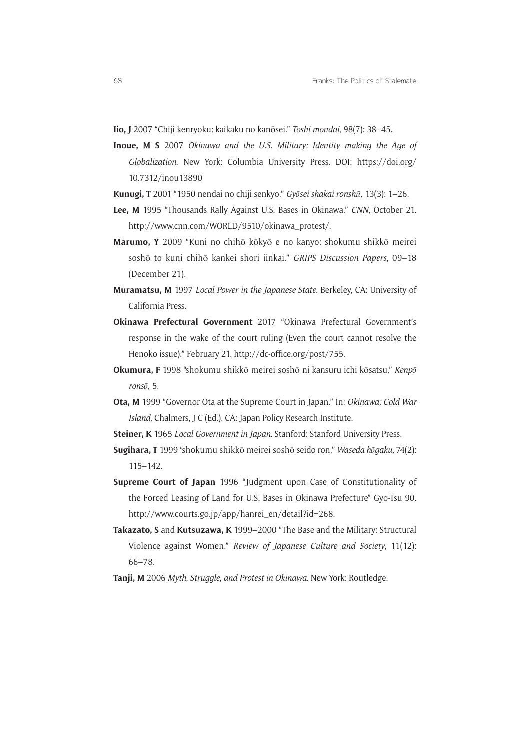**Iio, J** 2007 "Chiji kenryoku: kaikaku no kanōsei." *Toshi mondai*, 98(7): 38–45.

**Inoue, M S** 2007 *Okinawa and the U.S. Military: Identity making the Age of Globalization*. New York: Columbia University Press. DOI: https://doi.org/10.7312/inou13890

**Kunugi, T** 2001 "1950 nendai no chiji senkyo." *Gyōsei shakai ronshū*, 13(3): 1–26.

**Lee, M** 1995 "Thousands Rally Against U.S. Bases in Okinawa." *CNN*, October 21. http://www.cnn.com/WORLD/9510/okinawa_protest/.

**Marumo, Y** 2009 "Kuni no chihō kōkyō e no kanyo: shokumu shikkō meirei soshō to kuni chihō kankei shori iinkai." *GRIPS Discussion Papers*, 09–18 (December 21).

**Muramatsu, M** 1997 *Local Power in the Japanese State*. Berkeley, CA: University of California Press.

**Okinawa Prefectural Government** 2017 "Okinawa Prefectural Government's response in the wake of the court ruling (Even the court cannot resolve the Henoko issue)." February 21. http://dc-office.org/post/755.

**Okumura, F** 1998 "shokumu shikkō meirei soshō ni kansuru ichi kōsatsu," *Kenpō ronsō*, 5.

**Ota, M** 1999 "Governor Ota at the Supreme Court in Japan." In: *Okinawa; Cold War Island*, Chalmers, J C (Ed.). CA: Japan Policy Research Institute.

**Steiner, K** 1965 *Local Government in Japan*. Stanford: Stanford University Press.

**Sugihara, T** 1999 "shokumu shikkō meirei soshō seido ron." *Waseda hōgaku*, 74(2): 115–142.

**Supreme Court of Japan** 1996 "Judgment upon Case of Constitutionality of the Forced Leasing of Land for U.S. Bases in Okinawa Prefecture" Gyo-Tsu 90. http://www.courts.go.jp/app/hanrei_en/detail?id=268.

**Takazato, S** and **Kutsuzawa, K** 1999–2000 "The Base and the Military: Structural Violence against Women." *Review of Japanese Culture and Society*, 11(12): 66–78.

**Tanji, M** 2006 *Myth, Struggle, and Protest in Okinawa*. New York: Routledge.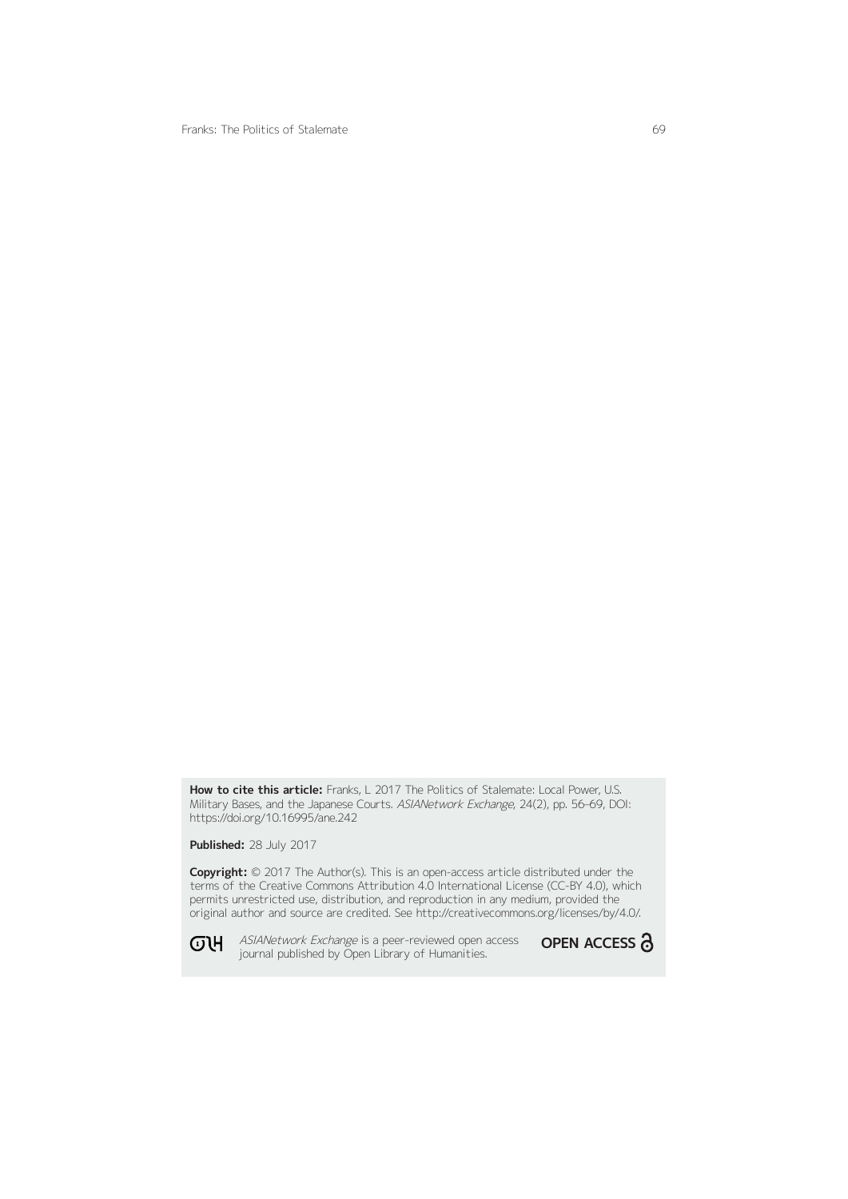**How to cite this article:** Franks, L 2017 The Politics of Stalemate: Local Power, U.S. Military Bases, and the Japanese Courts. *ASIANetwork Exchange*, 24(2), pp. 56–69, DOI: https://doi.org/10.16995/ane.242

**Published:** 28 July 2017

**Copyright:** © 2017 The Author(s). This is an open-access article distributed under the terms of the Creative Commons Attribution 4.0 International License (CC-BY 4.0), which permits unrestricted use, distribution, and reproduction in any medium, provided the original author and source are credited. See http://creativecommons.org/licenses/by/4.0/.

*ASIANetwork Exchange* is a peer-reviewed open access journal published by Open Library of Humanities.

**OPEN ACCESS**